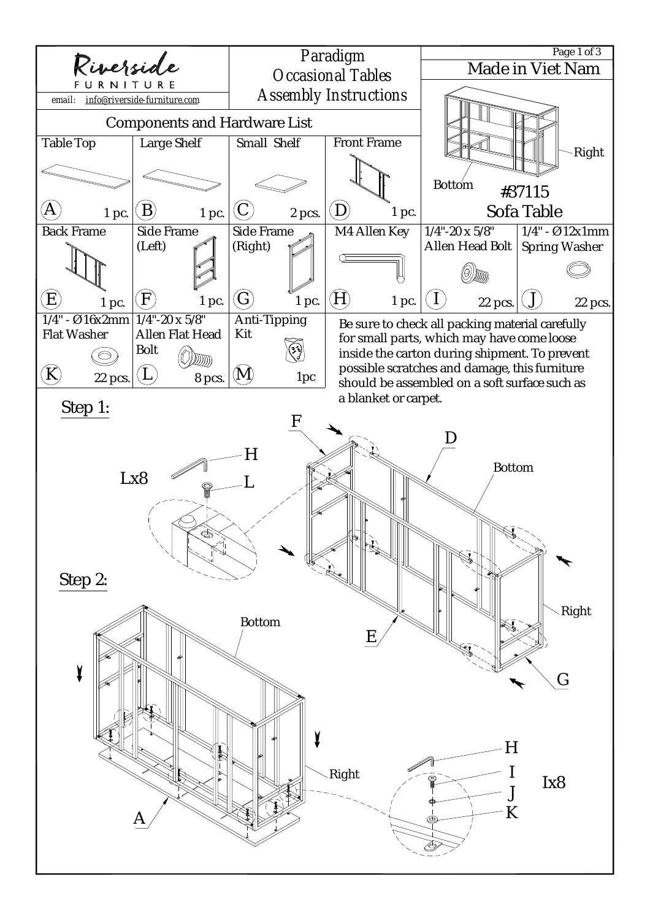# Riverside FURNITURE

email: info@riverside-furniture.com

## Paradigm Occasional Tables Assembly Instructions

Made in Viet Nam

#37115 Sofa Table

## Components and Hardware List

| Part | Description | Qty |
|---|---|---|
| A | Table Top | 1 pc. |
| B | Large Shelf | 1 pc. |
| C | Small Shelf | 2 pcs. |
| D | Front Frame | 1 pc. |
| E | Back Frame | 1 pc. |
| F | Side Frame (Left) | 1 pc. |
| G | Side Frame (Right) | 1 pc. |
| H | M4 Allen Key | 1 pc. |
| I | 1/4"-20 x 5/8" Allen Head Bolt | 22 pcs. |
| J | 1/4" - Ø12x1mm Spring Washer | 22 pcs. |
| K | 1/4" - Ø16x2mm Flat Washer | 22 pcs. |
| L | 1/4"-20 x 5/8" Allen Flat Head Bolt | 8 pcs. |
| M | Anti-Tipping Kit | 1pc |

Be sure to check all packing material carefully for small parts, which may have come loose inside the carton during shipment. To prevent possible scratches and damage, this furniture should be assembled on a soft surface such as a blanket or carpet.

## Step 1:

Lx8

## Step 2:

Ix8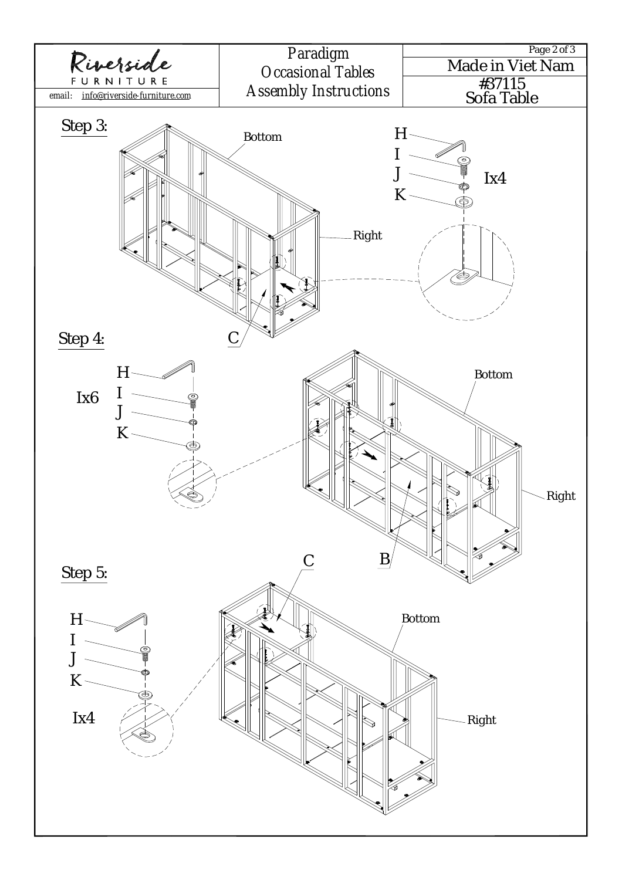Riverside FURNITURE

email: info@riverside-furniture.com

Paradigm
Occasional Tables
Assembly Instructions

Made in Viet Nam

#37115
Sofa Table

## Step 3:

Bottom

Right

C

H

I

J

K

Ix4

## Step 4:

H

I

J

K

Ix6

Bottom

Right

B

C

## Step 5:

H

I

J

K

Ix4

Bottom

Right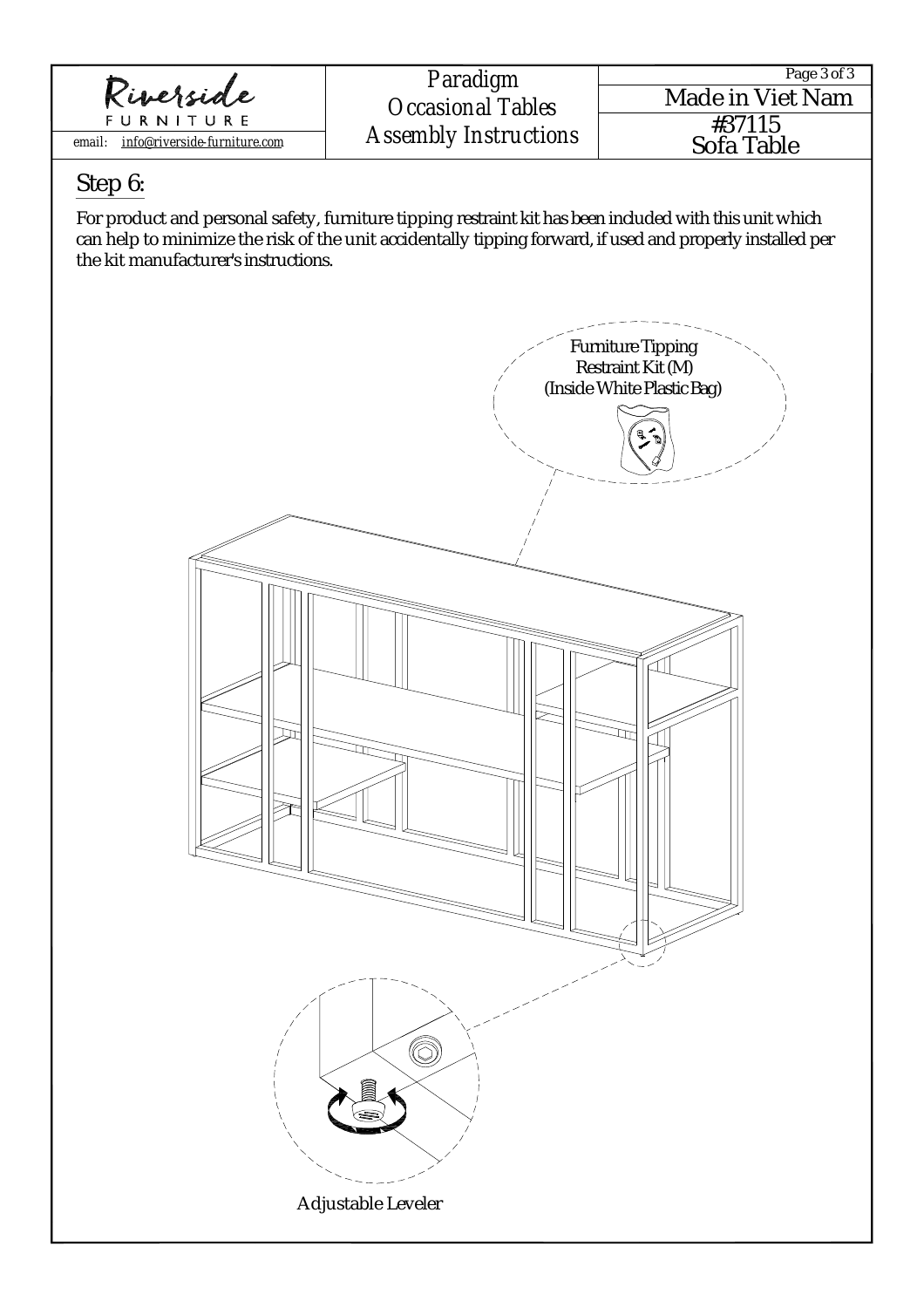Riverside FURNITURE

email: info@riverside-furniture.com

Paradigm
Occasional Tables
Assembly Instructions

Made in Viet Nam

#37115
Sofa Table

## Step 6:

For product and personal safety, furniture tipping restraint kit has been included with this unit which can help to minimize the risk of the unit accidentally tipping forward, if used and properly installed per the kit manufacturer's instructions.

Furniture Tipping
Restraint Kit (M)
(Inside White Plastic Bag)

Adjustable Leveler